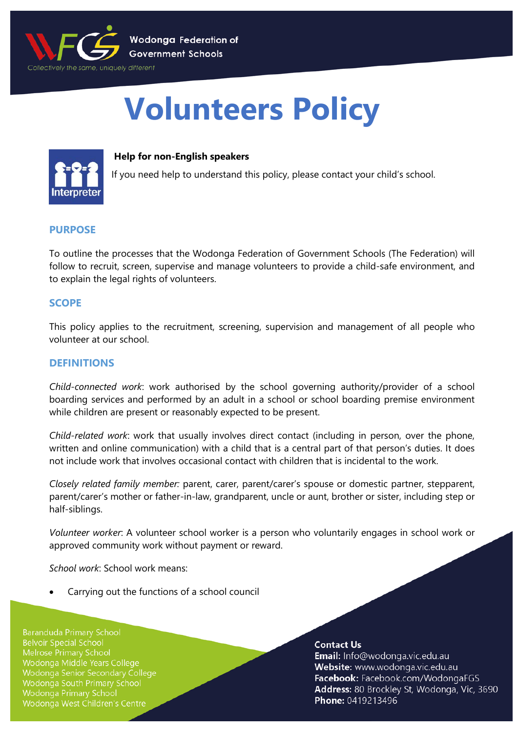# Volunteers Policy

**Help for non-English speakers**

If you need help to understand this policy, please contact your child's school.

## PURPOSE

To outline the processes that the Wodonga Federation of Government Schools (The Federation) will follow to recruit, screen, supervise and manage volunteers to provide a child-safe environment, and to explain the legal rights of volunteers.

## SCOPE

This policy applies to the recruitment, screening, supervision and management of all people who volunteer at our school.

## DEFINITIONS

*Child-connected work*: work authorised by the school governing authority/provider of a school boarding services and performed by an adult in a school or school boarding premise environment while children are present or reasonably expected to be present.

*Child-related work*: work that usually involves direct contact (including in person, over the phone, written and online communication) with a child that is a central part of that person's duties. It does not include work that involves occasional contact with children that is incidental to the work.

*Closely related family member:* parent, carer, parent/carer's spouse or domestic partner, stepparent, parent/carer's mother or father-in-law, grandparent, uncle or aunt, brother or sister, including step or half-siblings.

*Volunteer worker*: A volunteer school worker is a person who voluntarily engages in school work or approved community work without payment or reward.

*School work*: School work means:

- Carrying out the functions of a school council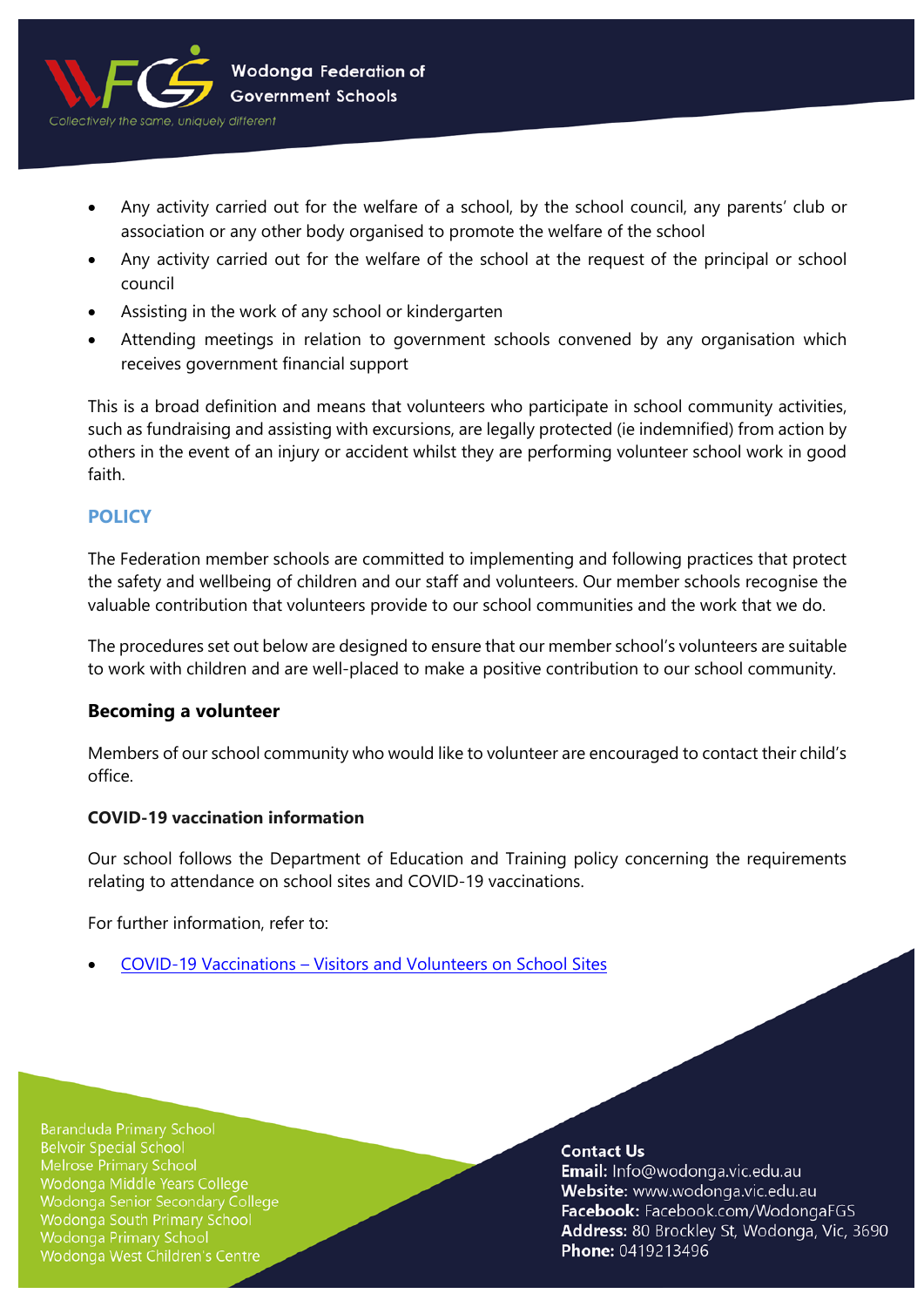- Any activity carried out for the welfare of a school, by the school council, any parents' club or association or any other body organised to promote the welfare of the school
- Any activity carried out for the welfare of the school at the request of the principal or school council
- Assisting in the work of any school or kindergarten
- Attending meetings in relation to government schools convened by any organisation which receives government financial support

This is a broad definition and means that volunteers who participate in school community activities, such as fundraising and assisting with excursions, are legally protected (ie indemnified) from action by others in the event of an injury or accident whilst they are performing volunteer school work in good faith.

## POLICY

The Federation member schools are committed to implementing and following practices that protect the safety and wellbeing of children and our staff and volunteers. Our member schools recognise the valuable contribution that volunteers provide to our school communities and the work that we do.

The procedures set out below are designed to ensure that our member school's volunteers are suitable to work with children and are well-placed to make a positive contribution to our school community.

### Becoming a volunteer

Members of our school community who would like to volunteer are encouraged to contact their child's office.

#### COVID-19 vaccination information

Our school follows the Department of Education and Training policy concerning the requirements relating to attendance on school sites and COVID-19 vaccinations.

For further information, refer to:

- COVID-19 Vaccinations – Visitors and Volunteers on School Sites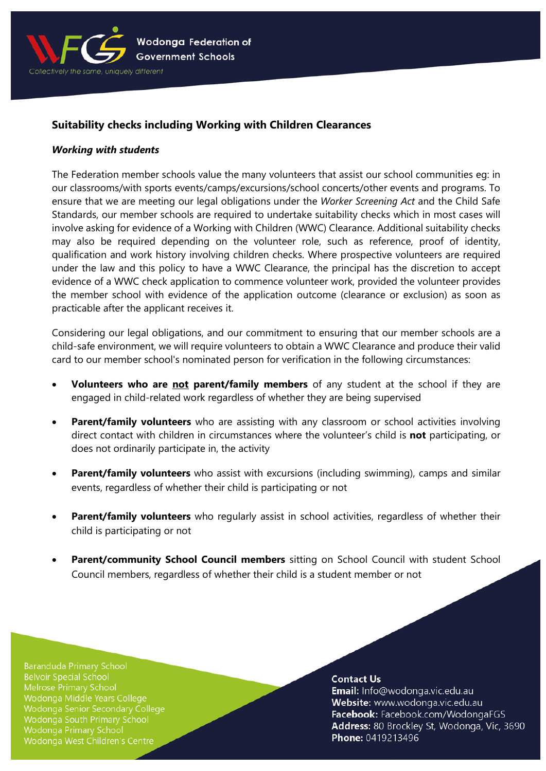## Suitability checks including Working with Children Clearances

### *Working with students*

The Federation member schools value the many volunteers that assist our school communities eg: in our classrooms/with sports events/camps/excursions/school concerts/other events and programs. To ensure that we are meeting our legal obligations under the *Worker Screening Act* and the Child Safe Standards, our member schools are required to undertake suitability checks which in most cases will involve asking for evidence of a Working with Children (WWC) Clearance. Additional suitability checks may also be required depending on the volunteer role, such as reference, proof of identity, qualification and work history involving children checks. Where prospective volunteers are required under the law and this policy to have a WWC Clearance, the principal has the discretion to accept evidence of a WWC check application to commence volunteer work, provided the volunteer provides the member school with evidence of the application outcome (clearance or exclusion) as soon as practicable after the applicant receives it.

Considering our legal obligations, and our commitment to ensuring that our member schools are a child-safe environment, we will require volunteers to obtain a WWC Clearance and produce their valid card to our member school's nominated person for verification in the following circumstances:

- **Volunteers who are <u>not</u> parent/family members** of any student at the school if they are engaged in child-related work regardless of whether they are being supervised
- **Parent/family volunteers** who are assisting with any classroom or school activities involving direct contact with children in circumstances where the volunteer's child is **not** participating, or does not ordinarily participate in, the activity
- **Parent/family volunteers** who assist with excursions (including swimming), camps and similar events, regardless of whether their child is participating or not
- **Parent/family volunteers** who regularly assist in school activities, regardless of whether their child is participating or not
- **Parent/community School Council members** sitting on School Council with student School Council members, regardless of whether their child is a student member or not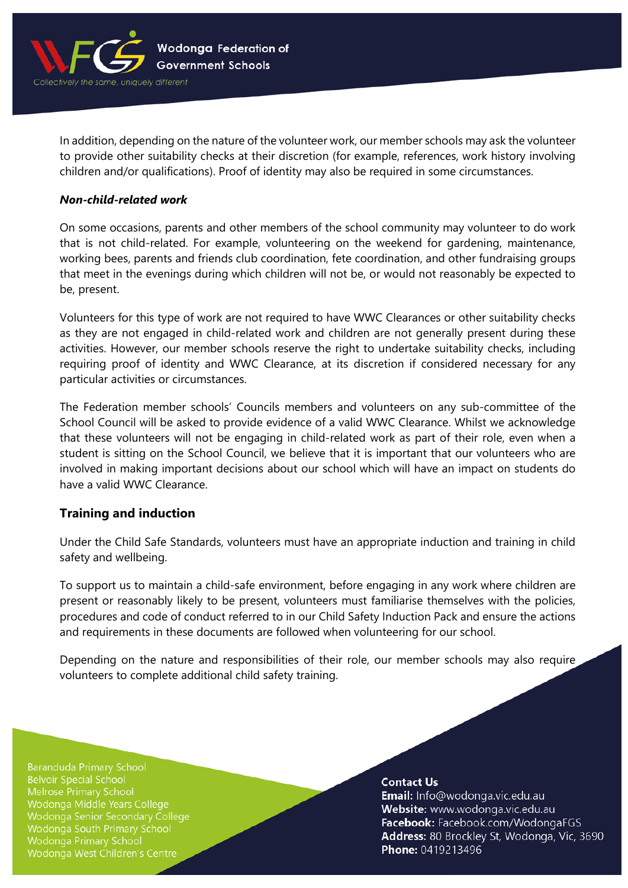In addition, depending on the nature of the volunteer work, our member schools may ask the volunteer to provide other suitability checks at their discretion (for example, references, work history involving children and/or qualifications). Proof of identity may also be required in some circumstances.

***Non-child-related work***

On some occasions, parents and other members of the school community may volunteer to do work that is not child-related. For example, volunteering on the weekend for gardening, maintenance, working bees, parents and friends club coordination, fete coordination, and other fundraising groups that meet in the evenings during which children will not be, or would not reasonably be expected to be, present.

Volunteers for this type of work are not required to have WWC Clearances or other suitability checks as they are not engaged in child-related work and children are not generally present during these activities. However, our member schools reserve the right to undertake suitability checks, including requiring proof of identity and WWC Clearance, at its discretion if considered necessary for any particular activities or circumstances.

The Federation member schools' Councils members and volunteers on any sub-committee of the School Council will be asked to provide evidence of a valid WWC Clearance. Whilst we acknowledge that these volunteers will not be engaging in child-related work as part of their role, even when a student is sitting on the School Council, we believe that it is important that our volunteers who are involved in making important decisions about our school which will have an impact on students do have a valid WWC Clearance.

## Training and induction

Under the Child Safe Standards, volunteers must have an appropriate induction and training in child safety and wellbeing.

To support us to maintain a child-safe environment, before engaging in any work where children are present or reasonably likely to be present, volunteers must familiarise themselves with the policies, procedures and code of conduct referred to in our Child Safety Induction Pack and ensure the actions and requirements in these documents are followed when volunteering for our school.

Depending on the nature and responsibilities of their role, our member schools may also require volunteers to complete additional child safety training.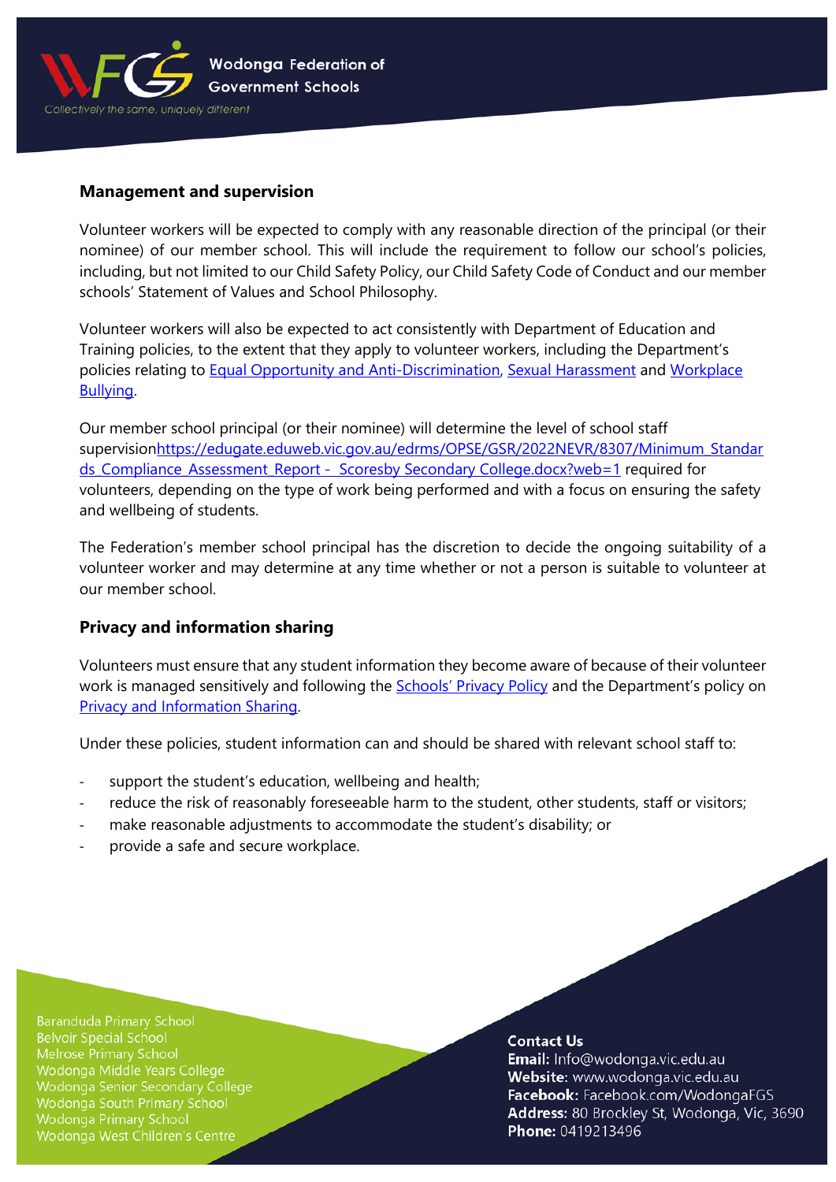## Management and supervision

Volunteer workers will be expected to comply with any reasonable direction of the principal (or their nominee) of our member school. This will include the requirement to follow our school's policies, including, but not limited to our Child Safety Policy, our Child Safety Code of Conduct and our member schools' Statement of Values and School Philosophy.

Volunteer workers will also be expected to act consistently with Department of Education and Training policies, to the extent that they apply to volunteer workers, including the Department's policies relating to [Equal Opportunity and Anti-Discrimination](), [Sexual Harassment]() and [Workplace Bullying]().

Our member school principal (or their nominee) will determine the level of school staff supervision[https://edugate.eduweb.vic.gov.au/edrms/OPSE/GSR/2022NEVR/8307/Minimum_Standards_Compliance_Assessment_Report - Scoresby Secondary College.docx?web=1]() required for volunteers, depending on the type of work being performed and with a focus on ensuring the safety and wellbeing of students.

The Federation's member school principal has the discretion to decide the ongoing suitability of a volunteer worker and may determine at any time whether or not a person is suitable to volunteer at our member school.

## Privacy and information sharing

Volunteers must ensure that any student information they become aware of because of their volunteer work is managed sensitively and following the [Schools' Privacy Policy]() and the Department's policy on [Privacy and Information Sharing]().

Under these policies, student information can and should be shared with relevant school staff to:

- support the student's education, wellbeing and health;
- reduce the risk of reasonably foreseeable harm to the student, other students, staff or visitors;
- make reasonable adjustments to accommodate the student's disability; or
- provide a safe and secure workplace.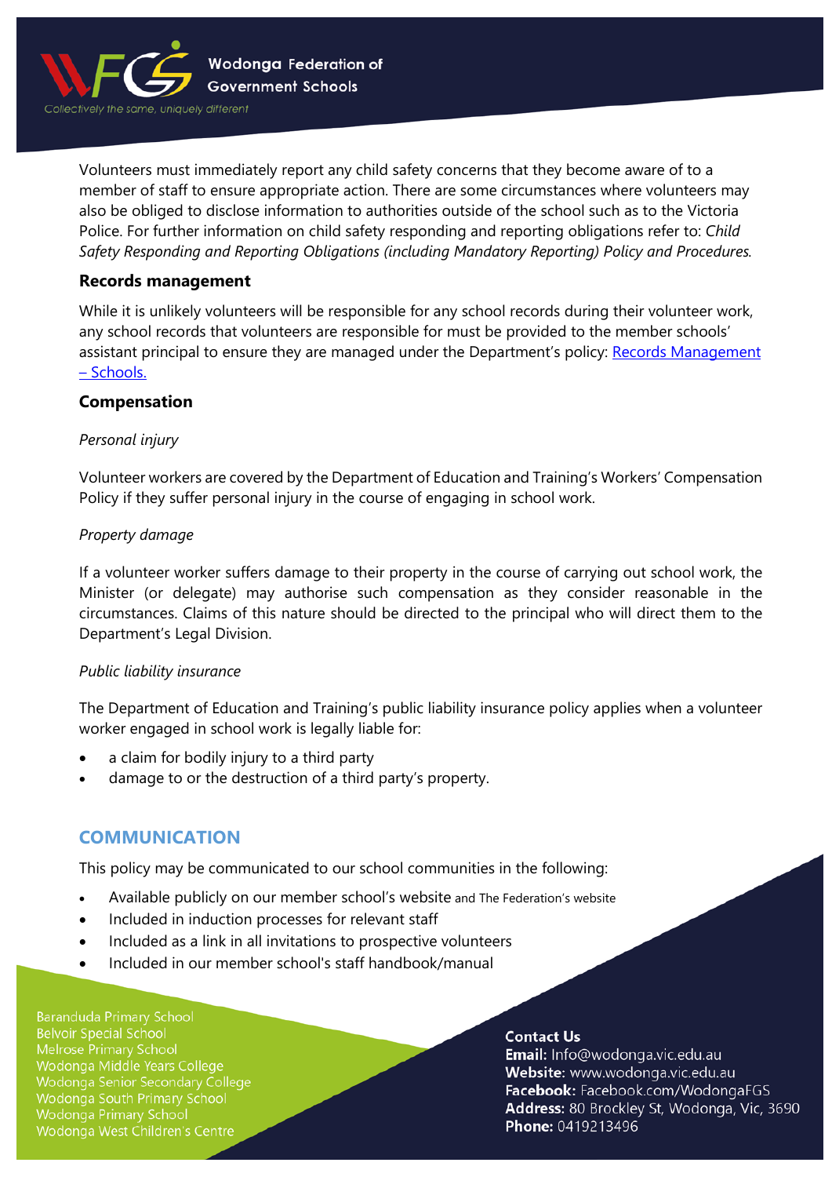Volunteers must immediately report any child safety concerns that they become aware of to a member of staff to ensure appropriate action. There are some circumstances where volunteers may also be obliged to disclose information to authorities outside of the school such as to the Victoria Police. For further information on child safety responding and reporting obligations refer to: *Child Safety Responding and Reporting Obligations (including Mandatory Reporting) Policy and Procedures*.

### Records management

While it is unlikely volunteers will be responsible for any school records during their volunteer work, any school records that volunteers are responsible for must be provided to the member schools' assistant principal to ensure they are managed under the Department's policy: [Records Management – Schools.]()

### Compensation

*Personal injury*

Volunteer workers are covered by the Department of Education and Training's Workers' Compensation Policy if they suffer personal injury in the course of engaging in school work.

*Property damage*

If a volunteer worker suffers damage to their property in the course of carrying out school work, the Minister (or delegate) may authorise such compensation as they consider reasonable in the circumstances. Claims of this nature should be directed to the principal who will direct them to the Department's Legal Division.

*Public liability insurance*

The Department of Education and Training's public liability insurance policy applies when a volunteer worker engaged in school work is legally liable for:

- a claim for bodily injury to a third party
- damage to or the destruction of a third party's property.

## COMMUNICATION

This policy may be communicated to our school communities in the following:

- Available publicly on our member school's website and The Federation's website
- Included in induction processes for relevant staff
- Included as a link in all invitations to prospective volunteers
- Included in our member school's staff handbook/manual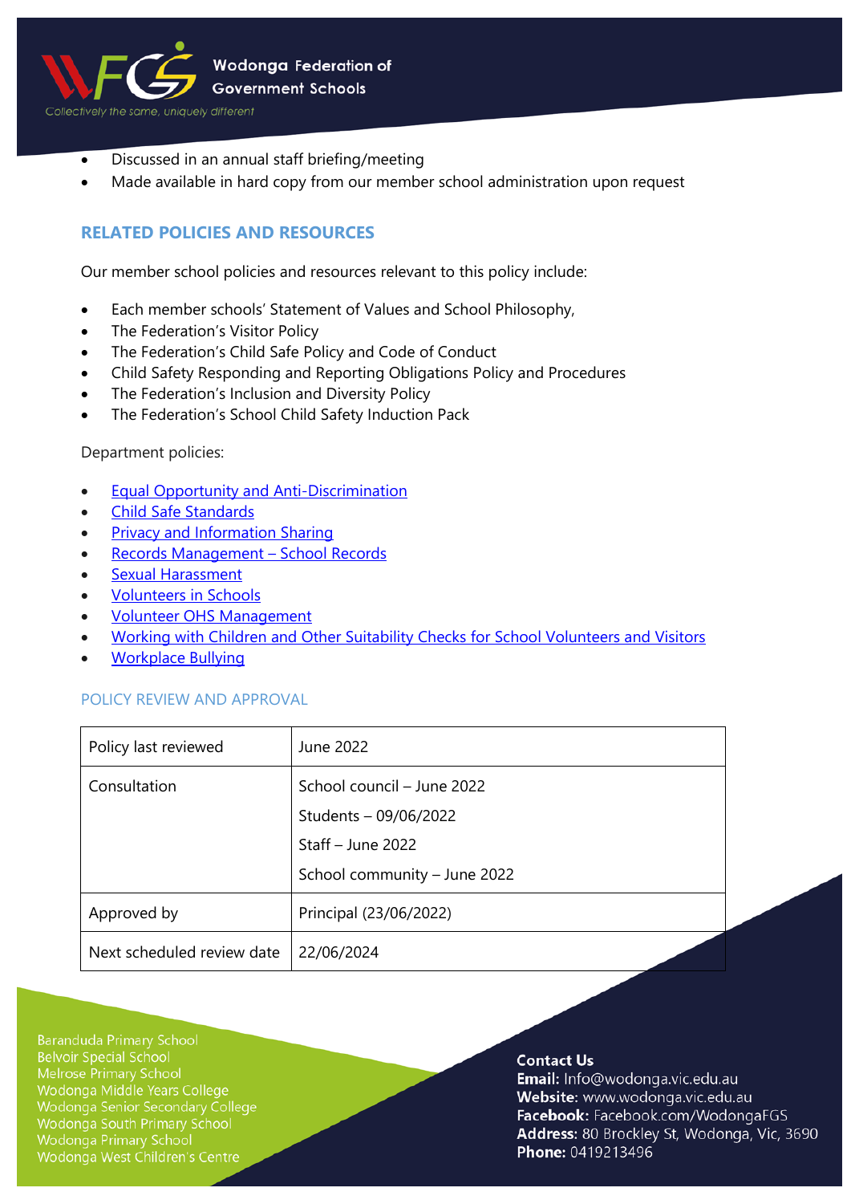- Discussed in an annual staff briefing/meeting
- Made available in hard copy from our member school administration upon request

## RELATED POLICIES AND RESOURCES

Our member school policies and resources relevant to this policy include:

- Each member schools' Statement of Values and School Philosophy,
- The Federation's Visitor Policy
- The Federation's Child Safe Policy and Code of Conduct
- Child Safety Responding and Reporting Obligations Policy and Procedures
- The Federation's Inclusion and Diversity Policy
- The Federation's School Child Safety Induction Pack

Department policies:

- Equal Opportunity and Anti-Discrimination
- Child Safe Standards
- Privacy and Information Sharing
- Records Management – School Records
- Sexual Harassment
- Volunteers in Schools
- Volunteer OHS Management
- Working with Children and Other Suitability Checks for School Volunteers and Visitors
- Workplace Bullying

## POLICY REVIEW AND APPROVAL

| | |
|---|---|
| Policy last reviewed | June 2022 |
| Consultation | School council – June 2022<br>Students – 09/06/2022<br>Staff – June 2022<br>School community – June 2022 |
| Approved by | Principal (23/06/2022) |
| Next scheduled review date | 22/06/2024 |

Baranduda Primary School
Belvoir Special School
Melrose Primary School
Wodonga Middle Years College
Wodonga Senior Secondary College
Wodonga South Primary School
Wodonga Primary School
Wodonga West Children's Centre

**Contact Us**
**Email:** Info@wodonga.vic.edu.au
**Website:** www.wodonga.vic.edu.au
**Facebook:** Facebook.com/WodongaFGS
**Address:** 80 Brockley St, Wodonga, Vic, 3690
**Phone:** 0419213496